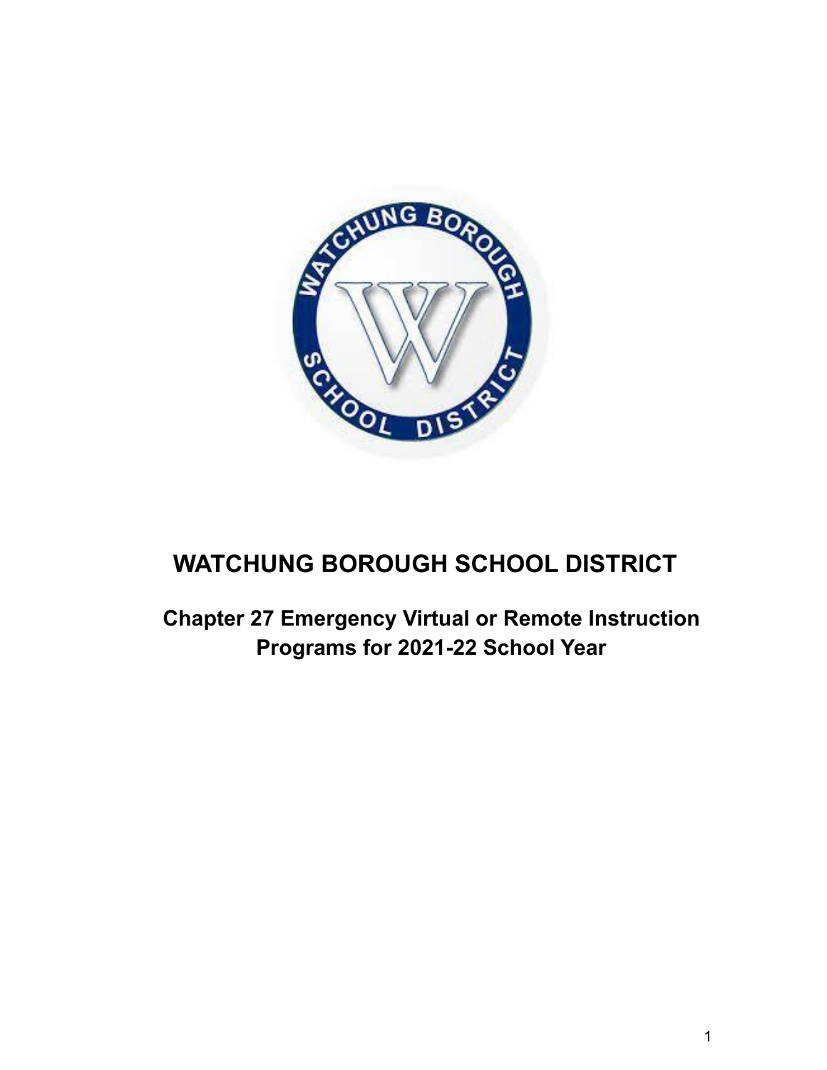# WATCHUNG BOROUGH SCHOOL DISTRICT

## Chapter 27 Emergency Virtual or Remote Instruction Programs for 2021-22 School Year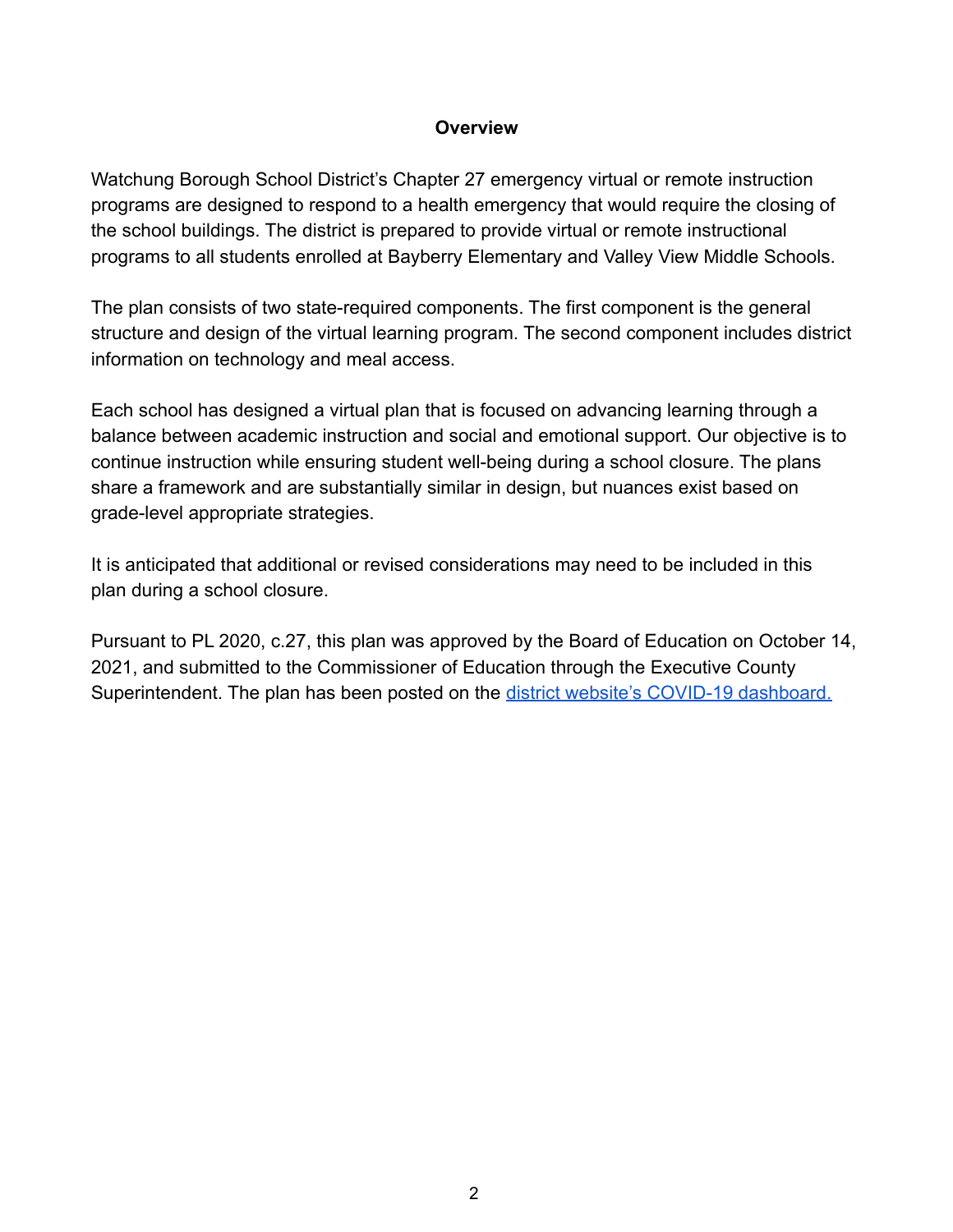## Overview

Watchung Borough School District's Chapter 27 emergency virtual or remote instruction programs are designed to respond to a health emergency that would require the closing of the school buildings. The district is prepared to provide virtual or remote instructional programs to all students enrolled at Bayberry Elementary and Valley View Middle Schools.

The plan consists of two state-required components. The first component is the general structure and design of the virtual learning program. The second component includes district information on technology and meal access.

Each school has designed a virtual plan that is focused on advancing learning through a balance between academic instruction and social and emotional support. Our objective is to continue instruction while ensuring student well-being during a school closure. The plans share a framework and are substantially similar in design, but nuances exist based on grade-level appropriate strategies.

It is anticipated that additional or revised considerations may need to be included in this plan during a school closure.

Pursuant to PL 2020, c.27, this plan was approved by the Board of Education on October 14, 2021, and submitted to the Commissioner of Education through the Executive County Superintendent. The plan has been posted on the district website's COVID-19 dashboard.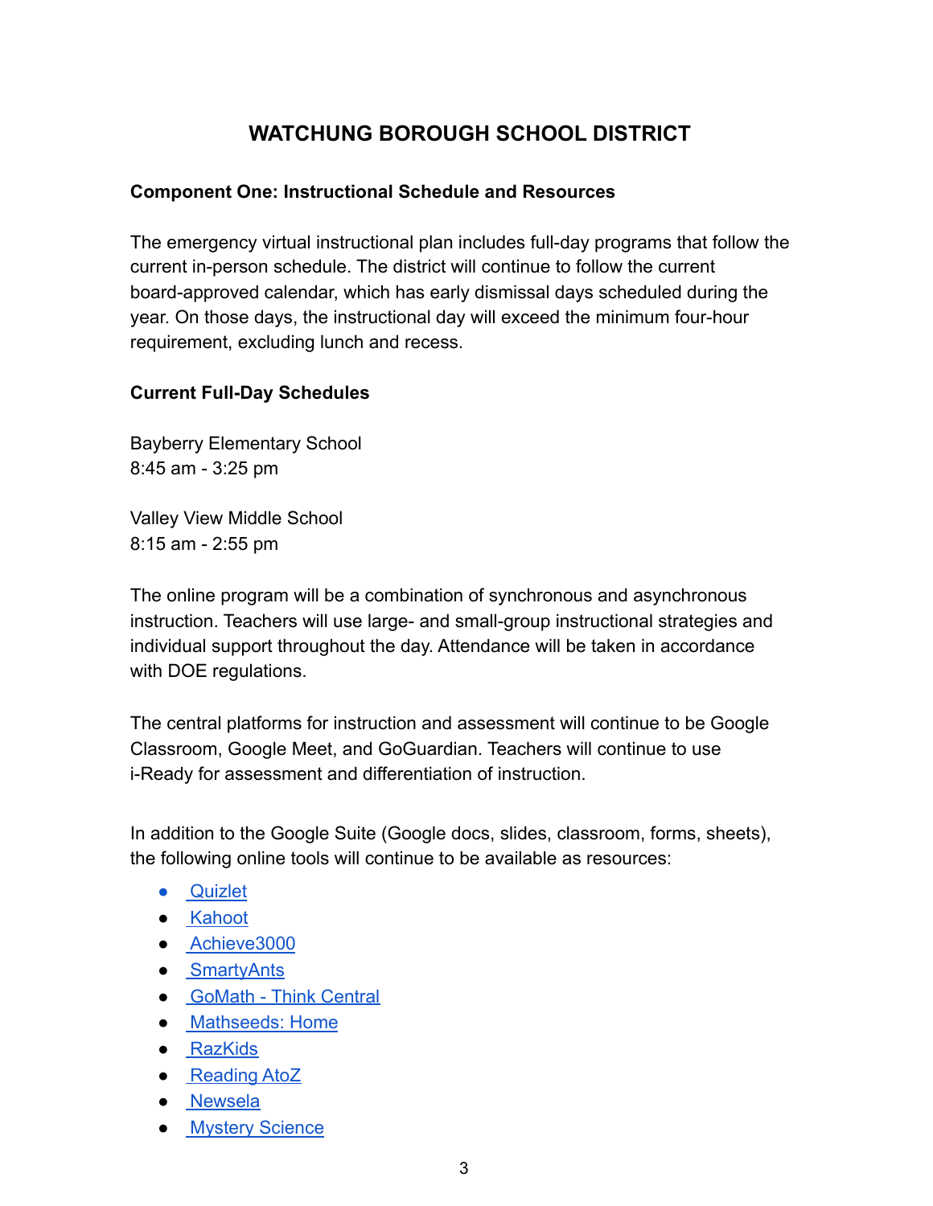# WATCHUNG BOROUGH SCHOOL DISTRICT

**Component One: Instructional Schedule and Resources**

The emergency virtual instructional plan includes full-day programs that follow the current in-person schedule. The district will continue to follow the current board-approved calendar, which has early dismissal days scheduled during the year. On those days, the instructional day will exceed the minimum four-hour requirement, excluding lunch and recess.

**Current Full-Day Schedules**

Bayberry Elementary School
8:45 am - 3:25 pm

Valley View Middle School
8:15 am - 2:55 pm

The online program will be a combination of synchronous and asynchronous instruction. Teachers will use large- and small-group instructional strategies and individual support throughout the day. Attendance will be taken in accordance with DOE regulations.

The central platforms for instruction and assessment will continue to be Google Classroom, Google Meet, and GoGuardian. Teachers will continue to use i-Ready for assessment and differentiation of instruction.

In addition to the Google Suite (Google docs, slides, classroom, forms, sheets), the following online tools will continue to be available as resources:

- Quizlet
- Kahoot
- Achieve3000
- SmartyAnts
- GoMath - Think Central
- Mathseeds: Home
- RazKids
- Reading AtoZ
- Newsela
- Mystery Science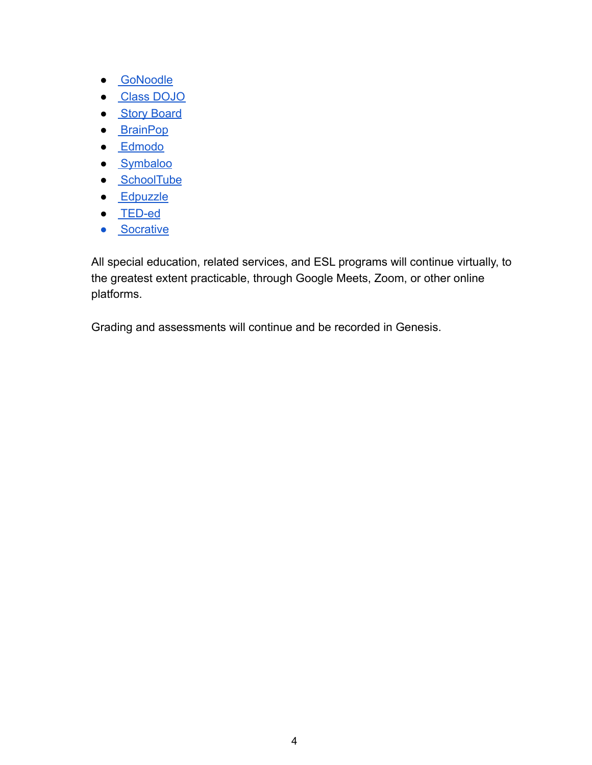- GoNoodle
- Class DOJO
- Story Board
- BrainPop
- Edmodo
- Symbaloo
- SchoolTube
- Edpuzzle
- TED-ed
- Socrative

All special education, related services, and ESL programs will continue virtually, to the greatest extent practicable, through Google Meets, Zoom, or other online platforms.

Grading and assessments will continue and be recorded in Genesis.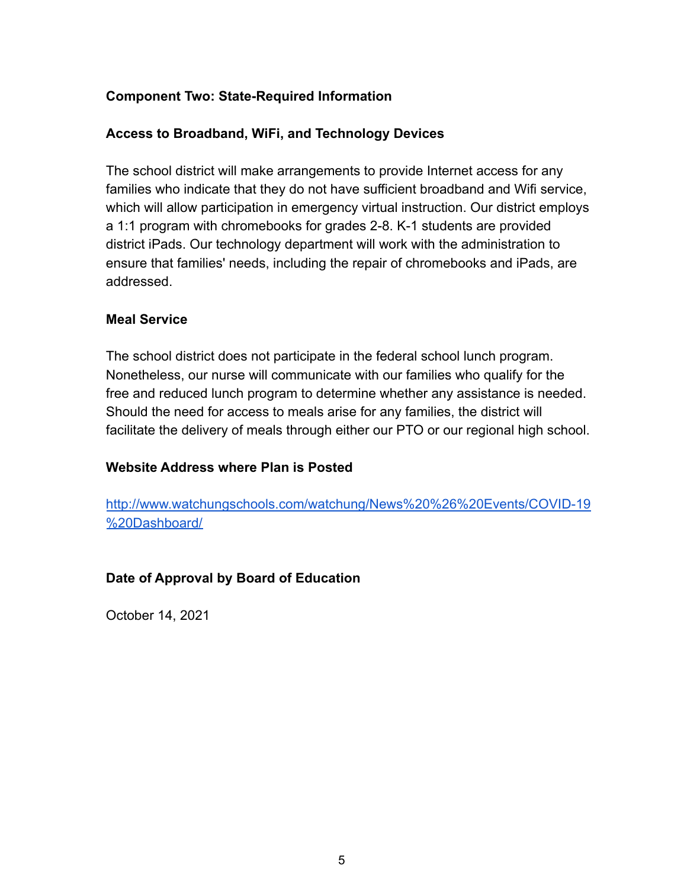**Component Two: State-Required Information**

**Access to Broadband, WiFi, and Technology Devices**

The school district will make arrangements to provide Internet access for any families who indicate that they do not have sufficient broadband and Wifi service, which will allow participation in emergency virtual instruction. Our district employs a 1:1 program with chromebooks for grades 2-8. K-1 students are provided district iPads. Our technology department will work with the administration to ensure that families' needs, including the repair of chromebooks and iPads, are addressed.

**Meal Service**

The school district does not participate in the federal school lunch program. Nonetheless, our nurse will communicate with our families who qualify for the free and reduced lunch program to determine whether any assistance is needed. Should the need for access to meals arise for any families, the district will facilitate the delivery of meals through either our PTO or our regional high school.

**Website Address where Plan is Posted**

http://www.watchungschools.com/watchung/News%20%26%20Events/COVID-19%20Dashboard/

**Date of Approval by Board of Education**

October 14, 2021